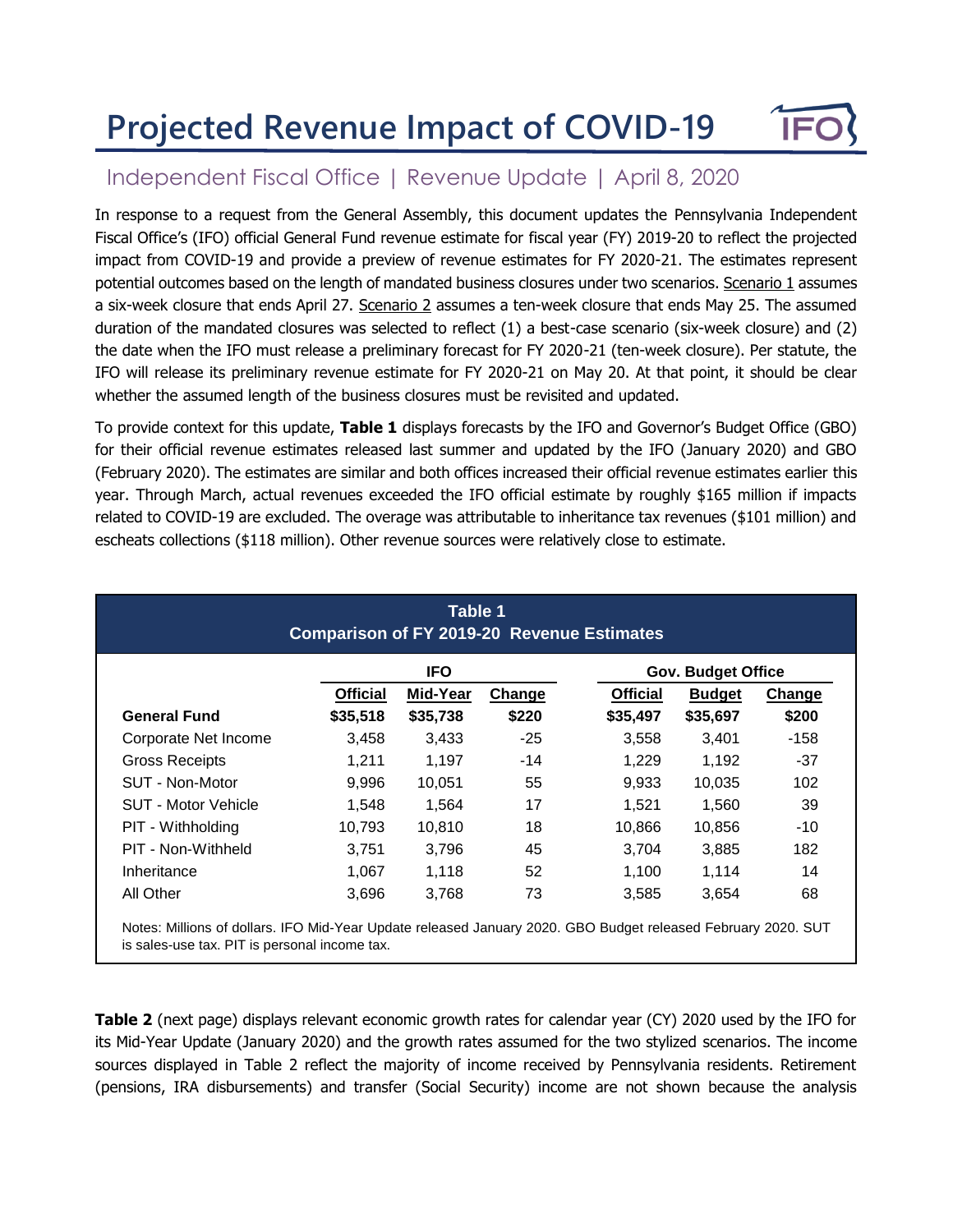# Projected Revenue Impact of COVID-19

## Independent Fiscal Office | Revenue Update | April 8, 2020

In response to a request from the General Assembly, this document updates the Pennsylvania Independent Fiscal Office's (IFO) official General Fund revenue estimate for fiscal year (FY) 2019-20 to reflect the projected impact from COVID-19 and provide a preview of revenue estimates for FY 2020-21. The estimates represent potential outcomes based on the length of mandated business closures under two scenarios. Scenario 1 assumes a six-week closure that ends April 27. Scenario 2 assumes a ten-week closure that ends May 25. The assumed duration of the mandated closures was selected to reflect (1) a best-case scenario (six-week closure) and (2) the date when the IFO must release a preliminary forecast for FY 2020-21 (ten-week closure). Per statute, the IFO will release its preliminary revenue estimate for FY 2020-21 on May 20. At that point, it should be clear whether the assumed length of the business closures must be revisited and updated.

To provide context for this update, **Table 1** displays forecasts by the IFO and Governor's Budget Office (GBO) for their official revenue estimates released last summer and updated by the IFO (January 2020) and GBO (February 2020). The estimates are similar and both offices increased their official revenue estimates earlier this year. Through March, actual revenues exceeded the IFO official estimate by roughly $165 million if impacts related to COVID-19 are excluded. The overage was attributable to inheritance tax revenues ($101 million) and escheats collections ($118 million). Other revenue sources were relatively close to estimate.

**Table 1**
**Comparison of FY 2019-20 Revenue Estimates**

| | IFO | | | Gov. Budget Office | | |
|---|---|---|---|---|---|---|
| | Official | Mid-Year | Change | Official | Budget | Change |
| **General Fund** | **$35,518** | **$35,738** | **$220** | **$35,497** | **$35,697** | **$200** |
| Corporate Net Income | 3,458 | 3,433 | -25 | 3,558 | 3,401 | -158 |
| Gross Receipts | 1,211 | 1,197 | -14 | 1,229 | 1,192 | -37 |
| SUT - Non-Motor | 9,996 | 10,051 | 55 | 9,933 | 10,035 | 102 |
| SUT - Motor Vehicle | 1,548 | 1,564 | 17 | 1,521 | 1,560 | 39 |
| PIT - Withholding | 10,793 | 10,810 | 18 | 10,866 | 10,856 | -10 |
| PIT - Non-Withheld | 3,751 | 3,796 | 45 | 3,704 | 3,885 | 182 |
| Inheritance | 1,067 | 1,118 | 52 | 1,100 | 1,114 | 14 |
| All Other | 3,696 | 3,768 | 73 | 3,585 | 3,654 | 68 |

Notes: Millions of dollars. IFO Mid-Year Update released January 2020. GBO Budget released February 2020. SUT is sales-use tax. PIT is personal income tax.

**Table 2** (next page) displays relevant economic growth rates for calendar year (CY) 2020 used by the IFO for its Mid-Year Update (January 2020) and the growth rates assumed for the two stylized scenarios. The income sources displayed in Table 2 reflect the majority of income received by Pennsylvania residents. Retirement (pensions, IRA disbursements) and transfer (Social Security) income are not shown because the analysis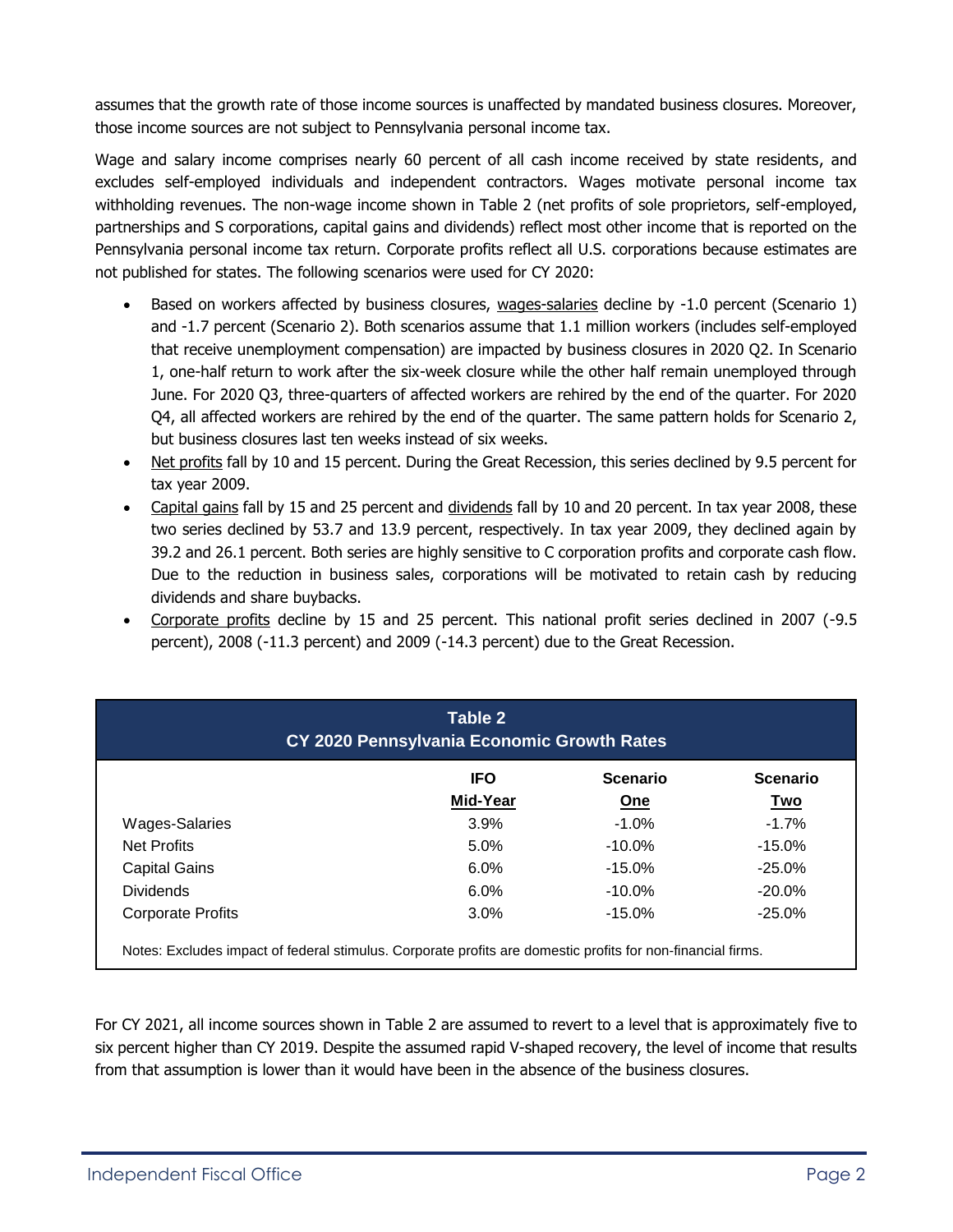assumes that the growth rate of those income sources is unaffected by mandated business closures. Moreover, those income sources are not subject to Pennsylvania personal income tax.

Wage and salary income comprises nearly 60 percent of all cash income received by state residents, and excludes self-employed individuals and independent contractors. Wages motivate personal income tax withholding revenues. The non-wage income shown in Table 2 (net profits of sole proprietors, self-employed, partnerships and S corporations, capital gains and dividends) reflect most other income that is reported on the Pennsylvania personal income tax return. Corporate profits reflect all U.S. corporations because estimates are not published for states. The following scenarios were used for CY 2020:

- Based on workers affected by business closures, wages-salaries decline by -1.0 percent (Scenario 1) and -1.7 percent (Scenario 2). Both scenarios assume that 1.1 million workers (includes self-employed that receive unemployment compensation) are impacted by business closures in 2020 Q2. In Scenario 1, one-half return to work after the six-week closure while the other half remain unemployed through June. For 2020 Q3, three-quarters of affected workers are rehired by the end of the quarter. For 2020 Q4, all affected workers are rehired by the end of the quarter. The same pattern holds for Scenario 2, but business closures last ten weeks instead of six weeks.
- Net profits fall by 10 and 15 percent. During the Great Recession, this series declined by 9.5 percent for tax year 2009.
- Capital gains fall by 15 and 25 percent and dividends fall by 10 and 20 percent. In tax year 2008, these two series declined by 53.7 and 13.9 percent, respectively. In tax year 2009, they declined again by 39.2 and 26.1 percent. Both series are highly sensitive to C corporation profits and corporate cash flow. Due to the reduction in business sales, corporations will be motivated to retain cash by reducing dividends and share buybacks.
- Corporate profits decline by 15 and 25 percent. This national profit series declined in 2007 (-9.5 percent), 2008 (-11.3 percent) and 2009 (-14.3 percent) due to the Great Recession.

**Table 2**
**CY 2020 Pennsylvania Economic Growth Rates**

| | IFO Mid-Year | Scenario One | Scenario Two |
|---|---|---|---|
| Wages-Salaries | 3.9% | -1.0% | -1.7% |
| Net Profits | 5.0% | -10.0% | -15.0% |
| Capital Gains | 6.0% | -15.0% | -25.0% |
| Dividends | 6.0% | -10.0% | -20.0% |
| Corporate Profits | 3.0% | -15.0% | -25.0% |

Notes: Excludes impact of federal stimulus. Corporate profits are domestic profits for non-financial firms.

For CY 2021, all income sources shown in Table 2 are assumed to revert to a level that is approximately five to six percent higher than CY 2019. Despite the assumed rapid V-shaped recovery, the level of income that results from that assumption is lower than it would have been in the absence of the business closures.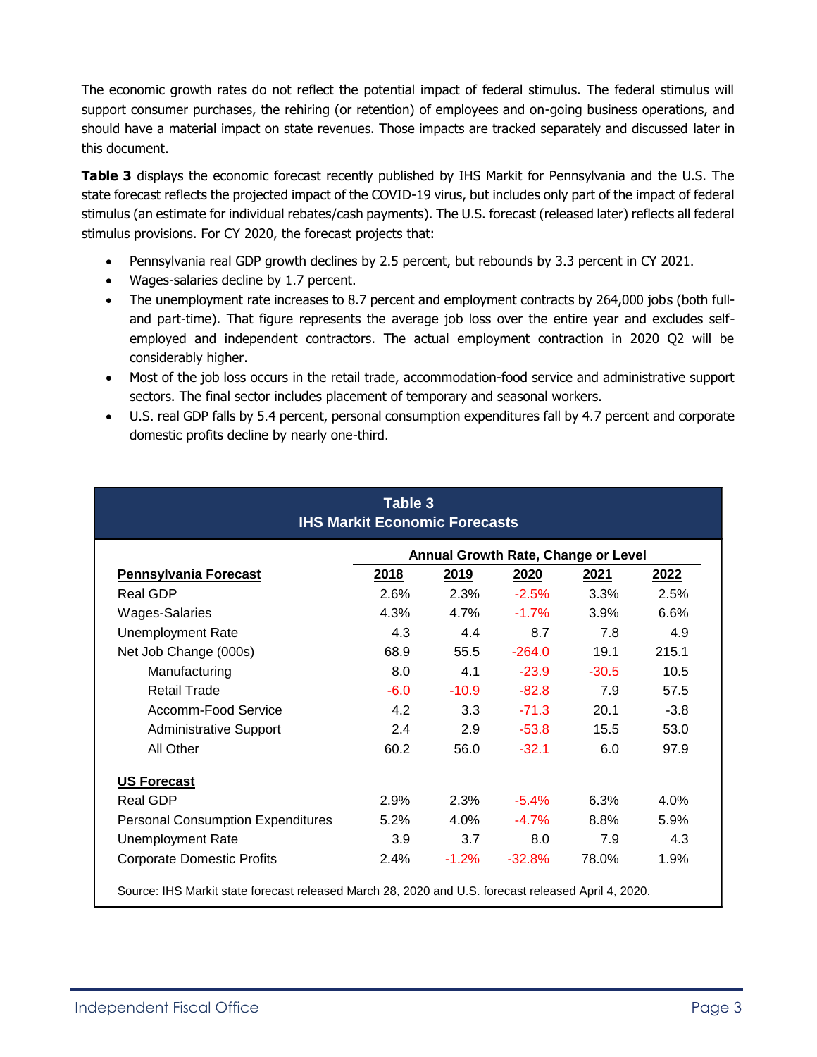The economic growth rates do not reflect the potential impact of federal stimulus. The federal stimulus will support consumer purchases, the rehiring (or retention) of employees and on-going business operations, and should have a material impact on state revenues. Those impacts are tracked separately and discussed later in this document.

**Table 3** displays the economic forecast recently published by IHS Markit for Pennsylvania and the U.S. The state forecast reflects the projected impact of the COVID-19 virus, but includes only part of the impact of federal stimulus (an estimate for individual rebates/cash payments). The U.S. forecast (released later) reflects all federal stimulus provisions. For CY 2020, the forecast projects that:

- Pennsylvania real GDP growth declines by 2.5 percent, but rebounds by 3.3 percent in CY 2021.
- Wages-salaries decline by 1.7 percent.
- The unemployment rate increases to 8.7 percent and employment contracts by 264,000 jobs (both full- and part-time). That figure represents the average job loss over the entire year and excludes self-employed and independent contractors. The actual employment contraction in 2020 Q2 will be considerably higher.
- Most of the job loss occurs in the retail trade, accommodation-food service and administrative support sectors. The final sector includes placement of temporary and seasonal workers.
- U.S. real GDP falls by 5.4 percent, personal consumption expenditures fall by 4.7 percent and corporate domestic profits decline by nearly one-third.

**Table 3**
**IHS Markit Economic Forecasts**

| | Annual Growth Rate, Change or Level | | | | |
|---|---|---|---|---|---|
| **Pennsylvania Forecast** | **2018** | **2019** | **2020** | **2021** | **2022** |
| Real GDP | 2.6% | 2.3% | -2.5% | 3.3% | 2.5% |
| Wages-Salaries | 4.3% | 4.7% | -1.7% | 3.9% | 6.6% |
| Unemployment Rate | 4.3 | 4.4 | 8.7 | 7.8 | 4.9 |
| Net Job Change (000s) | 68.9 | 55.5 | -264.0 | 19.1 | 215.1 |
| Manufacturing | 8.0 | 4.1 | -23.9 | -30.5 | 10.5 |
| Retail Trade | -6.0 | -10.9 | -82.8 | 7.9 | 57.5 |
| Accomm-Food Service | 4.2 | 3.3 | -71.3 | 20.1 | -3.8 |
| Administrative Support | 2.4 | 2.9 | -53.8 | 15.5 | 53.0 |
| All Other | 60.2 | 56.0 | -32.1 | 6.0 | 97.9 |
| **US Forecast** | | | | | |
| Real GDP | 2.9% | 2.3% | -5.4% | 6.3% | 4.0% |
| Personal Consumption Expenditures | 5.2% | 4.0% | -4.7% | 8.8% | 5.9% |
| Unemployment Rate | 3.9 | 3.7 | 8.0 | 7.9 | 4.3 |
| Corporate Domestic Profits | 2.4% | -1.2% | -32.8% | 78.0% | 1.9% |

Source: IHS Markit state forecast released March 28, 2020 and U.S. forecast released April 4, 2020.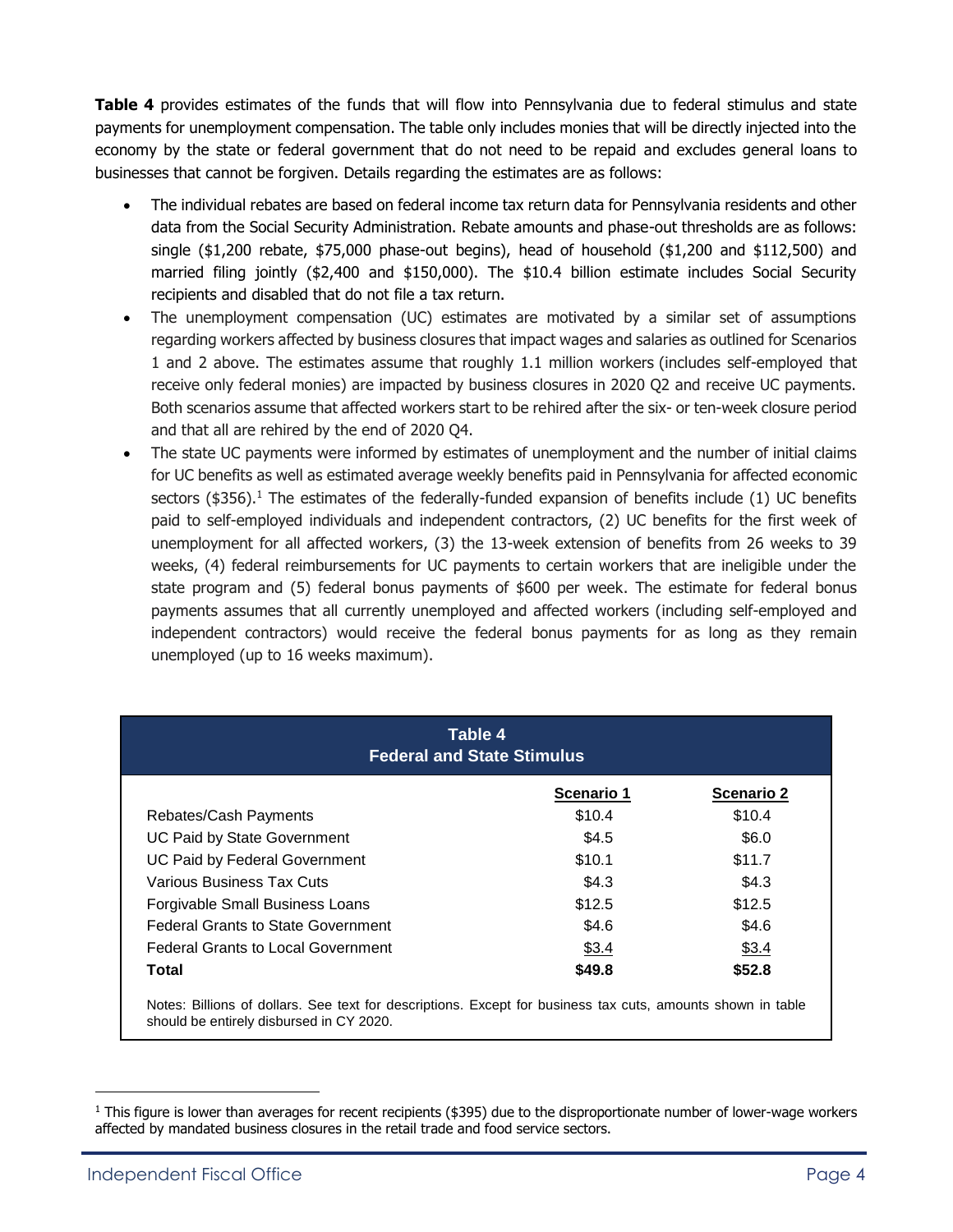**Table 4** provides estimates of the funds that will flow into Pennsylvania due to federal stimulus and state payments for unemployment compensation. The table only includes monies that will be directly injected into the economy by the state or federal government that do not need to be repaid and excludes general loans to businesses that cannot be forgiven. Details regarding the estimates are as follows:

- The individual rebates are based on federal income tax return data for Pennsylvania residents and other data from the Social Security Administration. Rebate amounts and phase-out thresholds are as follows: single ($1,200 rebate, $75,000 phase-out begins), head of household ($1,200 and $112,500) and married filing jointly ($2,400 and $150,000). The $10.4 billion estimate includes Social Security recipients and disabled that do not file a tax return.
- The unemployment compensation (UC) estimates are motivated by a similar set of assumptions regarding workers affected by business closures that impact wages and salaries as outlined for Scenarios 1 and 2 above. The estimates assume that roughly 1.1 million workers (includes self-employed that receive only federal monies) are impacted by business closures in 2020 Q2 and receive UC payments. Both scenarios assume that affected workers start to be rehired after the six- or ten-week closure period and that all are rehired by the end of 2020 Q4.
- The state UC payments were informed by estimates of unemployment and the number of initial claims for UC benefits as well as estimated average weekly benefits paid in Pennsylvania for affected economic sectors ($356).[1] The estimates of the federally-funded expansion of benefits include (1) UC benefits paid to self-employed individuals and independent contractors, (2) UC benefits for the first week of unemployment for all affected workers, (3) the 13-week extension of benefits from 26 weeks to 39 weeks, (4) federal reimbursements for UC payments to certain workers that are ineligible under the state program and (5) federal bonus payments of $600 per week. The estimate for federal bonus payments assumes that all currently unemployed and affected workers (including self-employed and independent contractors) would receive the federal bonus payments for as long as they remain unemployed (up to 16 weeks maximum).

**Table 4**
**Federal and State Stimulus**

| | Scenario 1 | Scenario 2 |
|---|---|---|
| Rebates/Cash Payments | $10.4 | $10.4 |
| UC Paid by State Government | $4.5 | $6.0 |
| UC Paid by Federal Government | $10.1 | $11.7 |
| Various Business Tax Cuts | $4.3 | $4.3 |
| Forgivable Small Business Loans | $12.5 | $12.5 |
| Federal Grants to State Government | $4.6 | $4.6 |
| Federal Grants to Local Government | $3.4 | $3.4 |
| **Total** | **$49.8** | **$52.8** |

Notes: Billions of dollars. See text for descriptions. Except for business tax cuts, amounts shown in table should be entirely disbursed in CY 2020.

[1] This figure is lower than averages for recent recipients ($395) due to the disproportionate number of lower-wage workers affected by mandated business closures in the retail trade and food service sectors.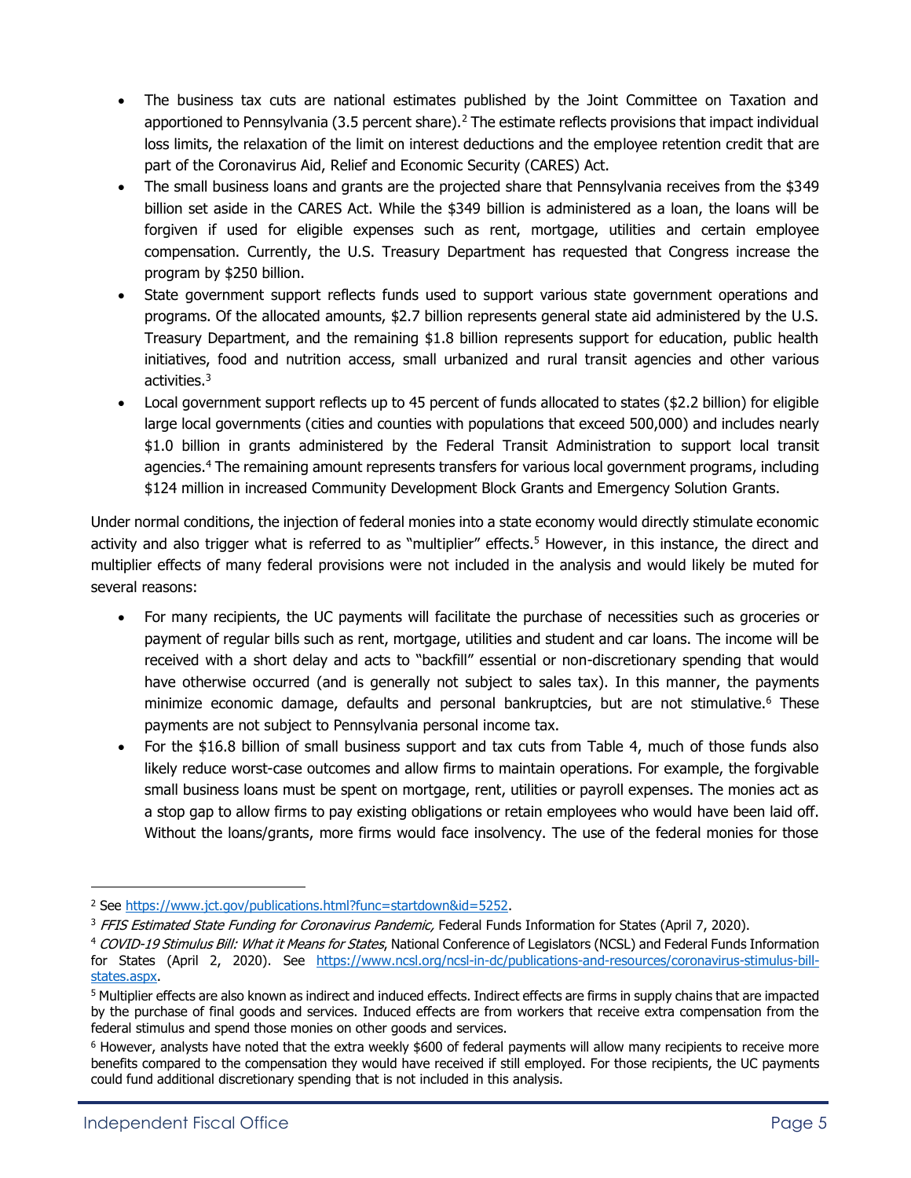- The business tax cuts are national estimates published by the Joint Committee on Taxation and apportioned to Pennsylvania (3.5 percent share).[2] The estimate reflects provisions that impact individual loss limits, the relaxation of the limit on interest deductions and the employee retention credit that are part of the Coronavirus Aid, Relief and Economic Security (CARES) Act.
- The small business loans and grants are the projected share that Pennsylvania receives from the $349 billion set aside in the CARES Act. While the $349 billion is administered as a loan, the loans will be forgiven if used for eligible expenses such as rent, mortgage, utilities and certain employee compensation. Currently, the U.S. Treasury Department has requested that Congress increase the program by $250 billion.
- State government support reflects funds used to support various state government operations and programs. Of the allocated amounts, $2.7 billion represents general state aid administered by the U.S. Treasury Department, and the remaining $1.8 billion represents support for education, public health initiatives, food and nutrition access, small urbanized and rural transit agencies and other various activities.[3]
- Local government support reflects up to 45 percent of funds allocated to states ($2.2 billion) for eligible large local governments (cities and counties with populations that exceed 500,000) and includes nearly $1.0 billion in grants administered by the Federal Transit Administration to support local transit agencies.[4] The remaining amount represents transfers for various local government programs, including $124 million in increased Community Development Block Grants and Emergency Solution Grants.

Under normal conditions, the injection of federal monies into a state economy would directly stimulate economic activity and also trigger what is referred to as "multiplier" effects.[5] However, in this instance, the direct and multiplier effects of many federal provisions were not included in the analysis and would likely be muted for several reasons:

- For many recipients, the UC payments will facilitate the purchase of necessities such as groceries or payment of regular bills such as rent, mortgage, utilities and student and car loans. The income will be received with a short delay and acts to "backfill" essential or non-discretionary spending that would have otherwise occurred (and is generally not subject to sales tax). In this manner, the payments minimize economic damage, defaults and personal bankruptcies, but are not stimulative.[6] These payments are not subject to Pennsylvania personal income tax.
- For the $16.8 billion of small business support and tax cuts from Table 4, much of those funds also likely reduce worst-case outcomes and allow firms to maintain operations. For example, the forgivable small business loans must be spent on mortgage, rent, utilities or payroll expenses. The monies act as a stop gap to allow firms to pay existing obligations or retain employees who would have been laid off. Without the loans/grants, more firms would face insolvency. The use of the federal monies for those

---

[2] See https://www.jct.gov/publications.html?func=startdown&id=5252.

[3] *FFIS Estimated State Funding for Coronavirus Pandemic,* Federal Funds Information for States (April 7, 2020).

[4] *COVID-19 Stimulus Bill: What it Means for States*, National Conference of Legislators (NCSL) and Federal Funds Information for States (April 2, 2020). See https://www.ncsl.org/ncsl-in-dc/publications-and-resources/coronavirus-stimulus-bill-states.aspx.

[5] Multiplier effects are also known as indirect and induced effects. Indirect effects are firms in supply chains that are impacted by the purchase of final goods and services. Induced effects are from workers that receive extra compensation from the federal stimulus and spend those monies on other goods and services.

[6] However, analysts have noted that the extra weekly $600 of federal payments will allow many recipients to receive more benefits compared to the compensation they would have received if still employed. For those recipients, the UC payments could fund additional discretionary spending that is not included in this analysis.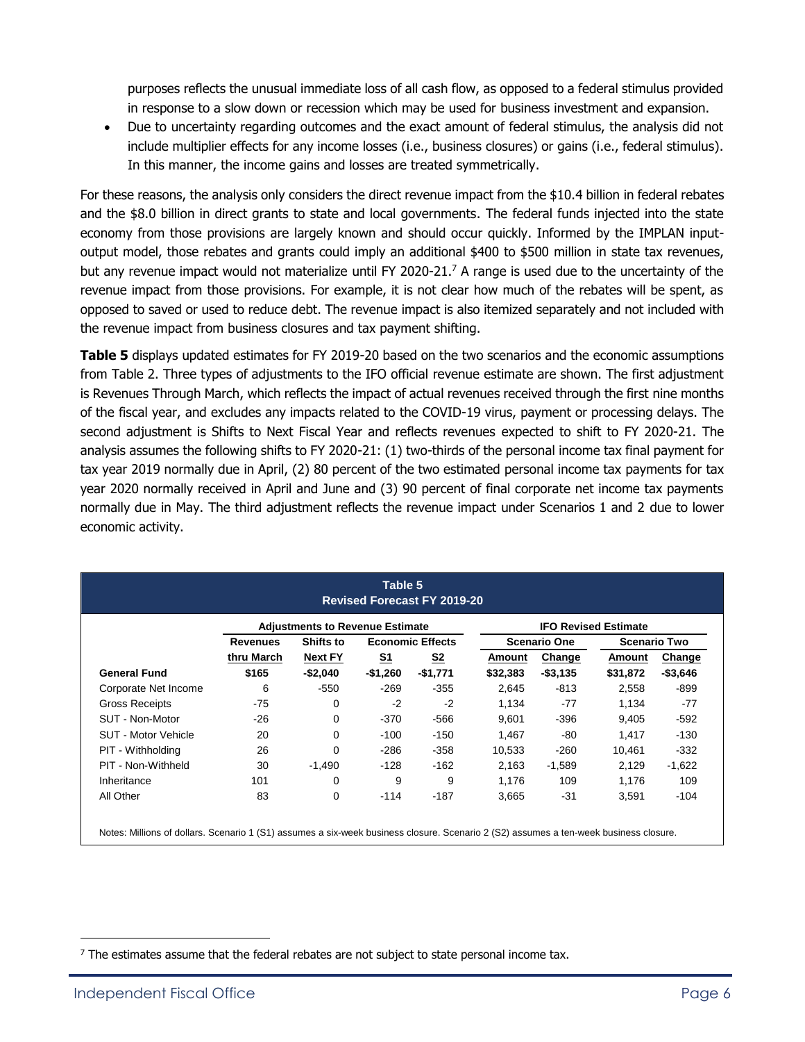purposes reflects the unusual immediate loss of all cash flow, as opposed to a federal stimulus provided in response to a slow down or recession which may be used for business investment and expansion.

- Due to uncertainty regarding outcomes and the exact amount of federal stimulus, the analysis did not include multiplier effects for any income losses (i.e., business closures) or gains (i.e., federal stimulus). In this manner, the income gains and losses are treated symmetrically.

For these reasons, the analysis only considers the direct revenue impact from the $10.4 billion in federal rebates and the $8.0 billion in direct grants to state and local governments. The federal funds injected into the state economy from those provisions are largely known and should occur quickly. Informed by the IMPLAN input-output model, those rebates and grants could imply an additional $400 to $500 million in state tax revenues, but any revenue impact would not materialize until FY 2020-21.[7] A range is used due to the uncertainty of the revenue impact from those provisions. For example, it is not clear how much of the rebates will be spent, as opposed to saved or used to reduce debt. The revenue impact is also itemized separately and not included with the revenue impact from business closures and tax payment shifting.

**Table 5** displays updated estimates for FY 2019-20 based on the two scenarios and the economic assumptions from Table 2. Three types of adjustments to the IFO official revenue estimate are shown. The first adjustment is Revenues Through March, which reflects the impact of actual revenues received through the first nine months of the fiscal year, and excludes any impacts related to the COVID-19 virus, payment or processing delays. The second adjustment is Shifts to Next Fiscal Year and reflects revenues expected to shift to FY 2020-21. The analysis assumes the following shifts to FY 2020-21: (1) two-thirds of the personal income tax final payment for tax year 2019 normally due in April, (2) 80 percent of the two estimated personal income tax payments for tax year 2020 normally received in April and June and (3) 90 percent of final corporate net income tax payments normally due in May. The third adjustment reflects the revenue impact under Scenarios 1 and 2 due to lower economic activity.

**Table 5**
**Revised Forecast FY 2019-20**

| | Adjustments to Revenue Estimate | | | | IFO Revised Estimate | | | |
|---|---|---|---|---|---|---|---|---|
| | Revenues | Shifts to | Economic Effects | | Scenario One | | Scenario Two | |
| | thru March | Next FY | S1 | S2 | Amount | Change | Amount | Change |
| **General Fund** | **$165** | **-$2,040** | **-$1,260** | **-$1,771** | **$32,383** | **-$3,135** | **$31,872** | **-$3,646** |
| Corporate Net Income | 6 | -550 | -269 | -355 | 2,645 | -813 | 2,558 | -899 |
| Gross Receipts | -75 | 0 | -2 | -2 | 1,134 | -77 | 1,134 | -77 |
| SUT - Non-Motor | -26 | 0 | -370 | -566 | 9,601 | -396 | 9,405 | -592 |
| SUT - Motor Vehicle | 20 | 0 | -100 | -150 | 1,467 | -80 | 1,417 | -130 |
| PIT - Withholding | 26 | 0 | -286 | -358 | 10,533 | -260 | 10,461 | -332 |
| PIT - Non-Withheld | 30 | -1,490 | -128 | -162 | 2,163 | -1,589 | 2,129 | -1,622 |
| Inheritance | 101 | 0 | 9 | 9 | 1,176 | 109 | 1,176 | 109 |
| All Other | 83 | 0 | -114 | -187 | 3,665 | -31 | 3,591 | -104 |

Notes: Millions of dollars. Scenario 1 (S1) assumes a six-week business closure. Scenario 2 (S2) assumes a ten-week business closure.

[7] The estimates assume that the federal rebates are not subject to state personal income tax.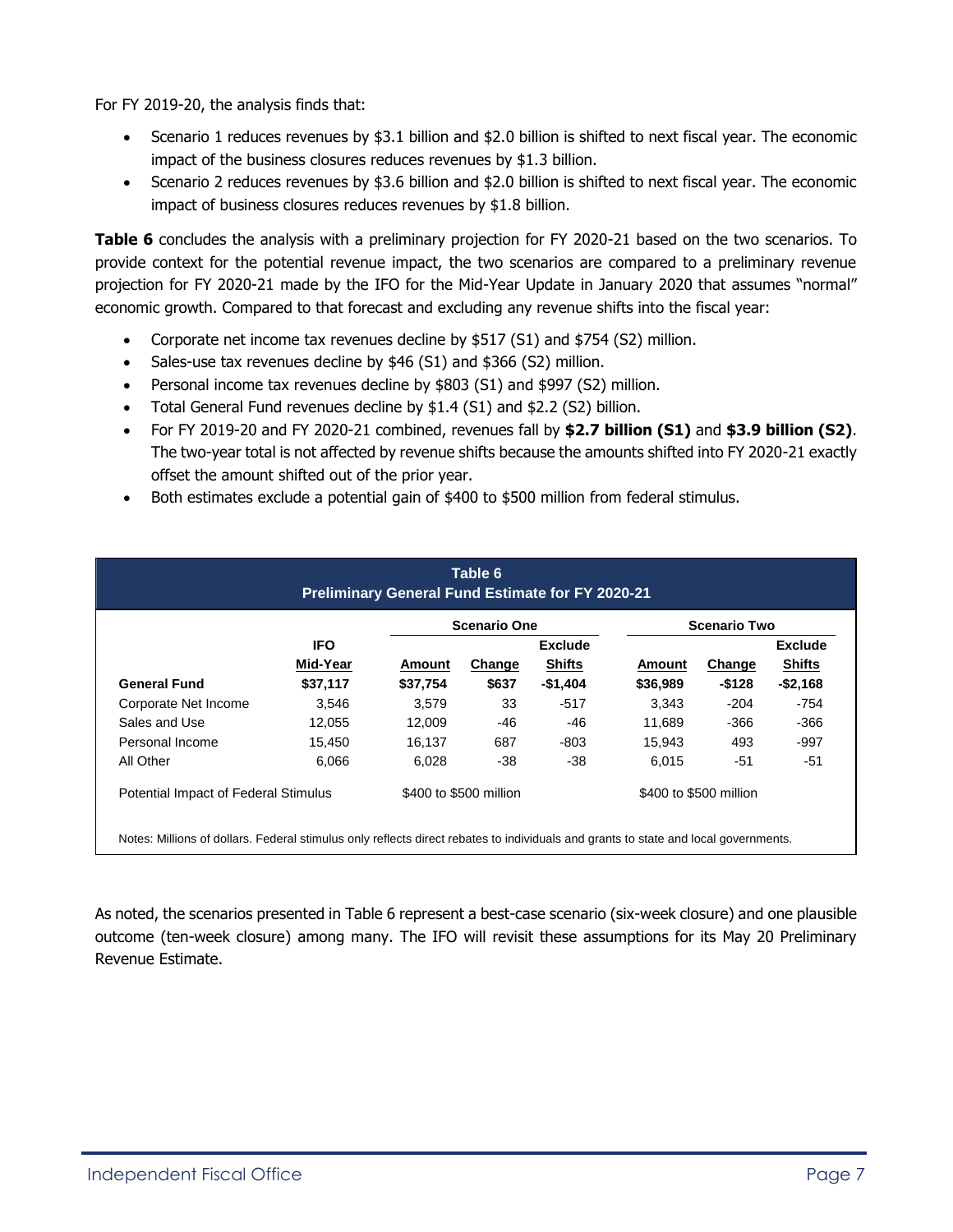For FY 2019-20, the analysis finds that:

- Scenario 1 reduces revenues by $3.1 billion and $2.0 billion is shifted to next fiscal year. The economic impact of the business closures reduces revenues by $1.3 billion.
- Scenario 2 reduces revenues by $3.6 billion and $2.0 billion is shifted to next fiscal year. The economic impact of business closures reduces revenues by $1.8 billion.

**Table 6** concludes the analysis with a preliminary projection for FY 2020-21 based on the two scenarios. To provide context for the potential revenue impact, the two scenarios are compared to a preliminary revenue projection for FY 2020-21 made by the IFO for the Mid-Year Update in January 2020 that assumes "normal" economic growth. Compared to that forecast and excluding any revenue shifts into the fiscal year:

- Corporate net income tax revenues decline by $517 (S1) and $754 (S2) million.
- Sales-use tax revenues decline by $46 (S1) and $366 (S2) million.
- Personal income tax revenues decline by $803 (S1) and $997 (S2) million.
- Total General Fund revenues decline by $1.4 (S1) and $2.2 (S2) billion.
- For FY 2019-20 and FY 2020-21 combined, revenues fall by **$2.7 billion (S1)** and **$3.9 billion (S2)**. The two-year total is not affected by revenue shifts because the amounts shifted into FY 2020-21 exactly offset the amount shifted out of the prior year.
- Both estimates exclude a potential gain of $400 to $500 million from federal stimulus.

**Table 6**
**Preliminary General Fund Estimate for FY 2020-21**

| | IFO | Scenario One | | | Scenario Two | | |
|---|---|---|---|---|---|---|---|
| | Mid-Year | Amount | Change | Exclude Shifts | Amount | Change | Exclude Shifts |
| **General Fund** | **$37,117** | **$37,754** | **$637** | **-$1,404** | **$36,989** | **-$128** | **-$2,168** |
| Corporate Net Income | 3,546 | 3,579 | 33 | -517 | 3,343 | -204 | -754 |
| Sales and Use | 12,055 | 12,009 | -46 | -46 | 11,689 | -366 | -366 |
| Personal Income | 15,450 | 16,137 | 687 | -803 | 15,943 | 493 | -997 |
| All Other | 6,066 | 6,028 | -38 | -38 | 6,015 | -51 | -51 |
| Potential Impact of Federal Stimulus | | $400 to $500 million | | | $400 to $500 million | | |

Notes: Millions of dollars. Federal stimulus only reflects direct rebates to individuals and grants to state and local governments.

As noted, the scenarios presented in Table 6 represent a best-case scenario (six-week closure) and one plausible outcome (ten-week closure) among many. The IFO will revisit these assumptions for its May 20 Preliminary Revenue Estimate.